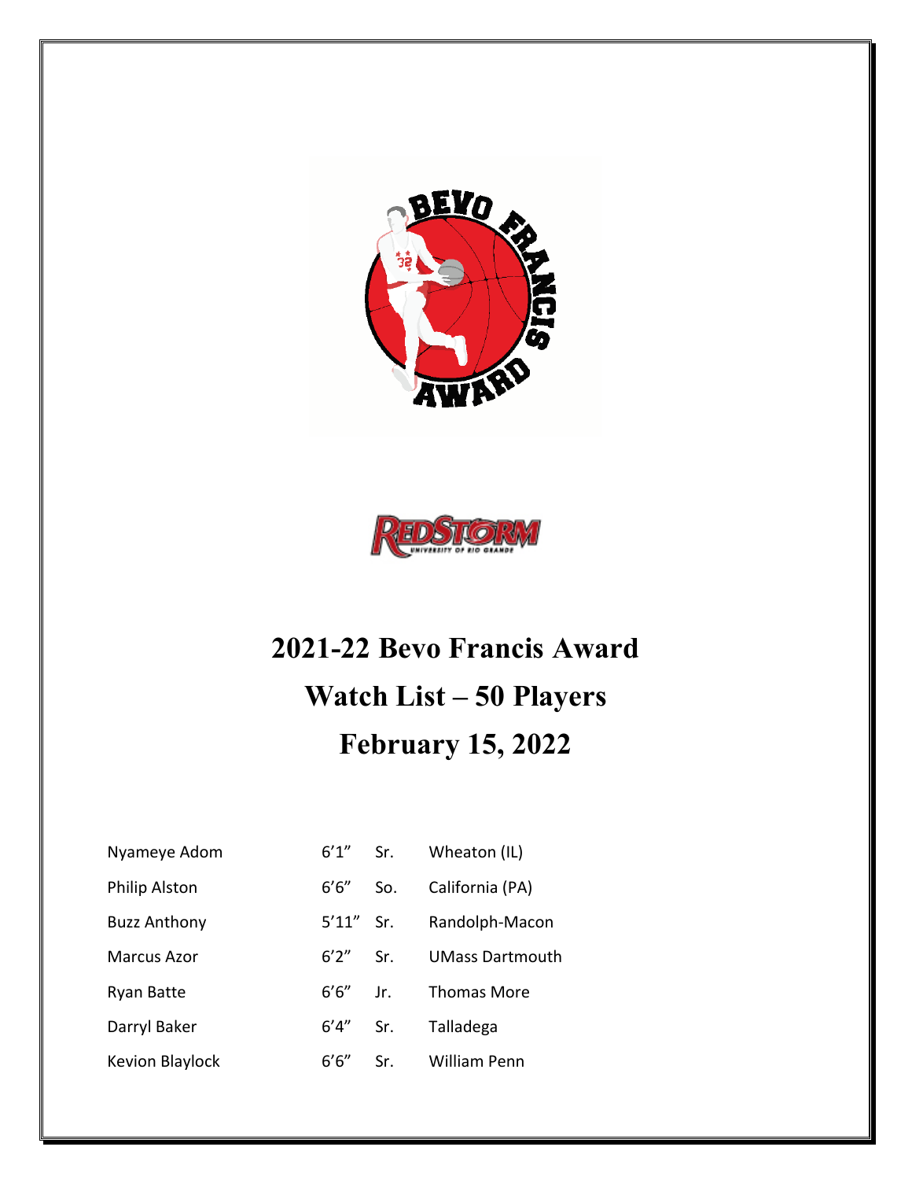# 2021-22 Bevo Francis Award

# Watch List – 50 Players

# February 15, 2022

| | | | |
|---|---|---|---|
| Nyameye Adom | 6'1" | Sr. | Wheaton (IL) |
| Philip Alston | 6'6" | So. | California (PA) |
| Buzz Anthony | 5'11" | Sr. | Randolph-Macon |
| Marcus Azor | 6'2" | Sr. | UMass Dartmouth |
| Ryan Batte | 6'6" | Jr. | Thomas More |
| Darryl Baker | 6'4" | Sr. | Talladega |
| Kevion Blaylock | 6'6" | Sr. | William Penn |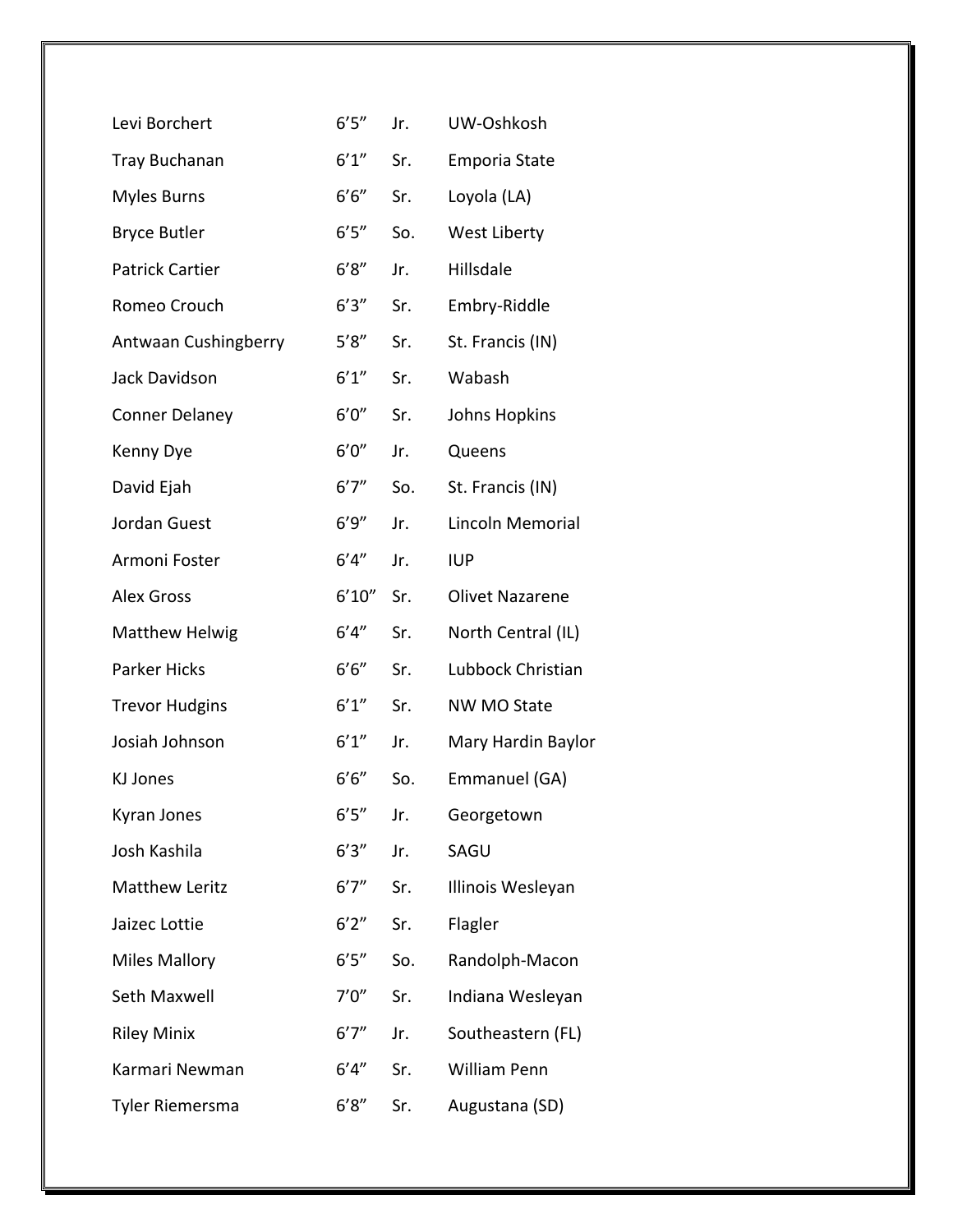| | | | |
|---|---|---|---|
| Levi Borchert | 6'5" | Jr. | UW-Oshkosh |
| Tray Buchanan | 6'1" | Sr. | Emporia State |
| Myles Burns | 6'6" | Sr. | Loyola (LA) |
| Bryce Butler | 6'5" | So. | West Liberty |
| Patrick Cartier | 6'8" | Jr. | Hillsdale |
| Romeo Crouch | 6'3" | Sr. | Embry-Riddle |
| Antwaan Cushingberry | 5'8" | Sr. | St. Francis (IN) |
| Jack Davidson | 6'1" | Sr. | Wabash |
| Conner Delaney | 6'0" | Sr. | Johns Hopkins |
| Kenny Dye | 6'0" | Jr. | Queens |
| David Ejah | 6'7" | So. | St. Francis (IN) |
| Jordan Guest | 6'9" | Jr. | Lincoln Memorial |
| Armoni Foster | 6'4" | Jr. | IUP |
| Alex Gross | 6'10" | Sr. | Olivet Nazarene |
| Matthew Helwig | 6'4" | Sr. | North Central (IL) |
| Parker Hicks | 6'6" | Sr. | Lubbock Christian |
| Trevor Hudgins | 6'1" | Sr. | NW MO State |
| Josiah Johnson | 6'1" | Jr. | Mary Hardin Baylor |
| KJ Jones | 6'6" | So. | Emmanuel (GA) |
| Kyran Jones | 6'5" | Jr. | Georgetown |
| Josh Kashila | 6'3" | Jr. | SAGU |
| Matthew Leritz | 6'7" | Sr. | Illinois Wesleyan |
| Jaizec Lottie | 6'2" | Sr. | Flagler |
| Miles Mallory | 6'5" | So. | Randolph-Macon |
| Seth Maxwell | 7'0" | Sr. | Indiana Wesleyan |
| Riley Minix | 6'7" | Jr. | Southeastern (FL) |
| Karmari Newman | 6'4" | Sr. | William Penn |
| Tyler Riemersma | 6'8" | Sr. | Augustana (SD) |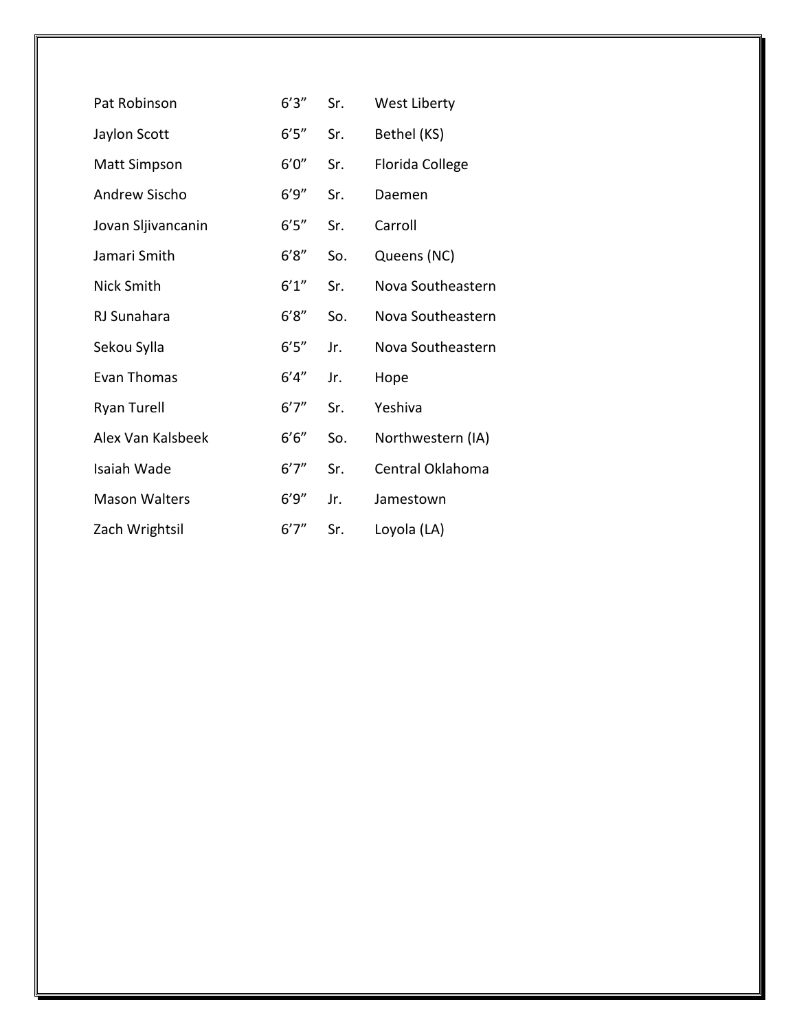| | | | |
|---|---|---|---|
| Pat Robinson | 6’3” | Sr. | West Liberty |
| Jaylon Scott | 6’5” | Sr. | Bethel (KS) |
| Matt Simpson | 6’0” | Sr. | Florida College |
| Andrew Sischo | 6’9” | Sr. | Daemen |
| Jovan Sljivancanin | 6’5” | Sr. | Carroll |
| Jamari Smith | 6’8” | So. | Queens (NC) |
| Nick Smith | 6’1” | Sr. | Nova Southeastern |
| RJ Sunahara | 6’8” | So. | Nova Southeastern |
| Sekou Sylla | 6’5” | Jr. | Nova Southeastern |
| Evan Thomas | 6’4” | Jr. | Hope |
| Ryan Turell | 6’7” | Sr. | Yeshiva |
| Alex Van Kalsbeek | 6’6” | So. | Northwestern (IA) |
| Isaiah Wade | 6’7” | Sr. | Central Oklahoma |
| Mason Walters | 6’9” | Jr. | Jamestown |
| Zach Wrightsil | 6’7” | Sr. | Loyola (LA) |